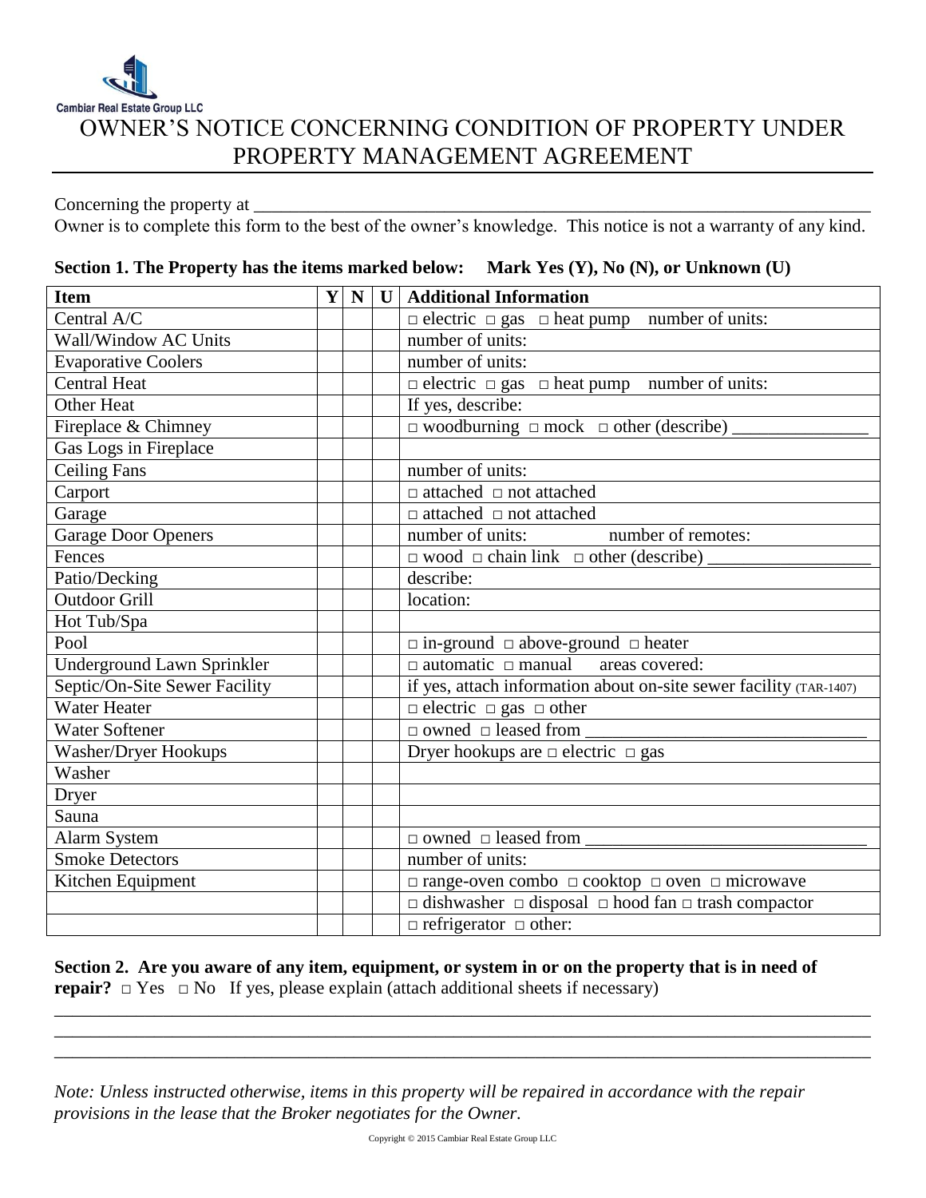Cambiar Real Estate Group LLC

# OWNER'S NOTICE CONCERNING CONDITION OF PROPERTY UNDER PROPERTY MANAGEMENT AGREEMENT

Concerning the property at ___________________________________________________________________

Owner is to complete this form to the best of the owner's knowledge. This notice is not a warranty of any kind.

**Section 1. The Property has the items marked below: Mark Yes (Y), No (N), or Unknown (U)**

| Item | Y | N | U | Additional Information |
|---|---|---|---|---|
| Central A/C | | | | □ electric □ gas □ heat pump number of units: |
| Wall/Window AC Units | | | | number of units: |
| Evaporative Coolers | | | | number of units: |
| Central Heat | | | | □ electric □ gas □ heat pump number of units: |
| Other Heat | | | | If yes, describe: |
| Fireplace & Chimney | | | | □ woodburning □ mock □ other (describe) _______________ |
| Gas Logs in Fireplace | | | | |
| Ceiling Fans | | | | number of units: |
| Carport | | | | □ attached □ not attached |
| Garage | | | | □ attached □ not attached |
| Garage Door Openers | | | | number of units: number of remotes: |
| Fences | | | | □ wood □ chain link □ other (describe) __________________ |
| Patio/Decking | | | | describe: |
| Outdoor Grill | | | | location: |
| Hot Tub/Spa | | | | |
| Pool | | | | □ in-ground □ above-ground □ heater |
| Underground Lawn Sprinkler | | | | □ automatic □ manual areas covered: |
| Septic/On-Site Sewer Facility | | | | if yes, attach information about on-site sewer facility (TAR-1407) |
| Water Heater | | | | □ electric □ gas □ other |
| Water Softener | | | | □ owned □ leased from _______________________________ |
| Washer/Dryer Hookups | | | | Dryer hookups are □ electric □ gas |
| Washer | | | | |
| Dryer | | | | |
| Sauna | | | | |
| Alarm System | | | | □ owned □ leased from _______________________________ |
| Smoke Detectors | | | | number of units: |
| Kitchen Equipment | | | | □ range-oven combo □ cooktop □ oven □ microwave |
| | | | | □ dishwasher □ disposal □ hood fan □ trash compactor |
| | | | | □ refrigerator □ other: |

**Section 2. Are you aware of any item, equipment, or system in or on the property that is in need of repair?** □ Yes □ No If yes, please explain (attach additional sheets if necessary)

_____________________________________________________________________________________________

_____________________________________________________________________________________________

_____________________________________________________________________________________________

*Note: Unless instructed otherwise, items in this property will be repaired in accordance with the repair provisions in the lease that the Broker negotiates for the Owner.*

Copyright © 2015 Cambiar Real Estate Group LLC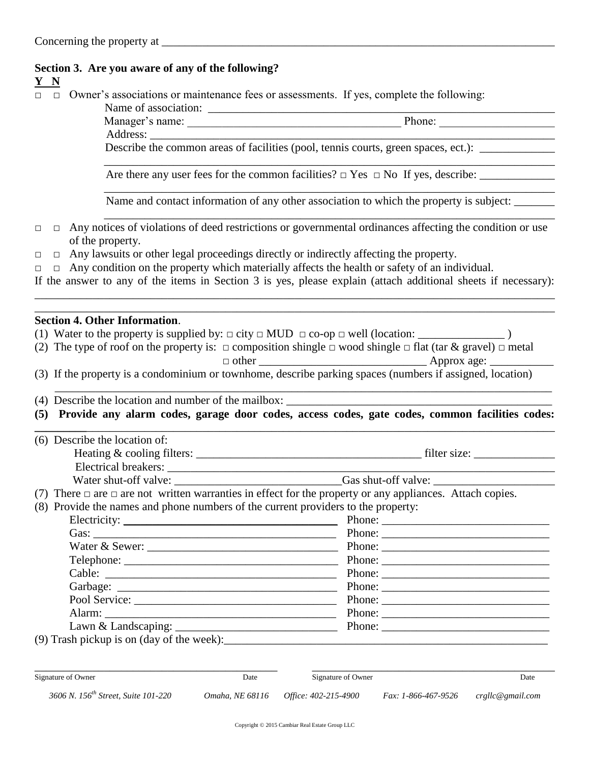Concerning the property at ___________________________________________________________________

**Section 3. Are you aware of any of the following?**

**Y N**

□ □ Owner's associations or maintenance fees or assessments. If yes, complete the following:

Name of association: ___________________________________________________________

Manager's name: ____________________________________ Phone: ___________________

Address: _______________________________________________________________________

Describe the common areas of facilities (pool, tennis courts, green spaces, ect.): _____________

_______________________________________________________________________________

Are there any user fees for the common facilities? □ Yes □ No If yes, describe: _____________

_______________________________________________________________________________

Name and contact information of any other association to which the property is subject: _______

_______________________________________________________________________________

□ □ Any notices of violations of deed restrictions or governmental ordinances affecting the condition or use of the property.

□ □ Any lawsuits or other legal proceedings directly or indirectly affecting the property.

□ □ Any condition on the property which materially affects the health or safety of an individual.

If the answer to any of the items in Section 3 is yes, please explain (attach additional sheets if necessary):

_______________________________________________________________________________________

_______________________________________________________________________________________

**Section 4. Other Information**.

(1) Water to the property is supplied by: □ city □ MUD □ co-op □ well (location: _______________ )

(2) The type of roof on the property is: □ composition shingle □ wood shingle □ flat (tar & gravel) □ metal □ other ____________________________ Approx age: ___________

(3) If the property is a condominium or townhome, describe parking spaces (numbers if assigned, location)

_______________________________________________________________________________

(4) Describe the location and number of the mailbox: ____________________________________________

**(5) Provide any alarm codes, garage door codes, access codes, gate codes, common facilities codes:**

_______________________________________________________________________________________

(6) Describe the location of:

Heating & cooling filters: ________________________________________ filter size: ______________

Electrical breakers: ___________________________________________________________________

Water shut-off valve: ____________________________ Gas shut-off valve: _____________________

(7) There □ are □ are not written warranties in effect for the property or any appliances. Attach copies.

(8) Provide the names and phone numbers of the current providers to the property:

Electricity: _____________________________________ Phone: ______________________________

Gas: ___________________________________________ Phone: ______________________________

Water & Sewer: _________________________________ Phone: ______________________________

Telephone: _____________________________________ Phone: ______________________________

Cable: _________________________________________ Phone: ______________________________

Garbage: _______________________________________ Phone: ______________________________

Pool Service: ____________________________________ Phone: ______________________________

Alarm: _________________________________________ Phone: ______________________________

Lawn & Landscaping: _____________________________ Phone: ______________________________

(9) Trash pickup is on (day of the week):_________________________________________________________

_____________________________________________ _____________________________________________

Signature of Owner Date Signature of Owner Date

*3606 N. 156th Street, Suite 101-220 Omaha, NE 68116 Office: 402-215-4900 Fax: 1-866-467-9526 crgllc@gmail.com*

Copyright © 2015 Cambiar Real Estate Group LLC